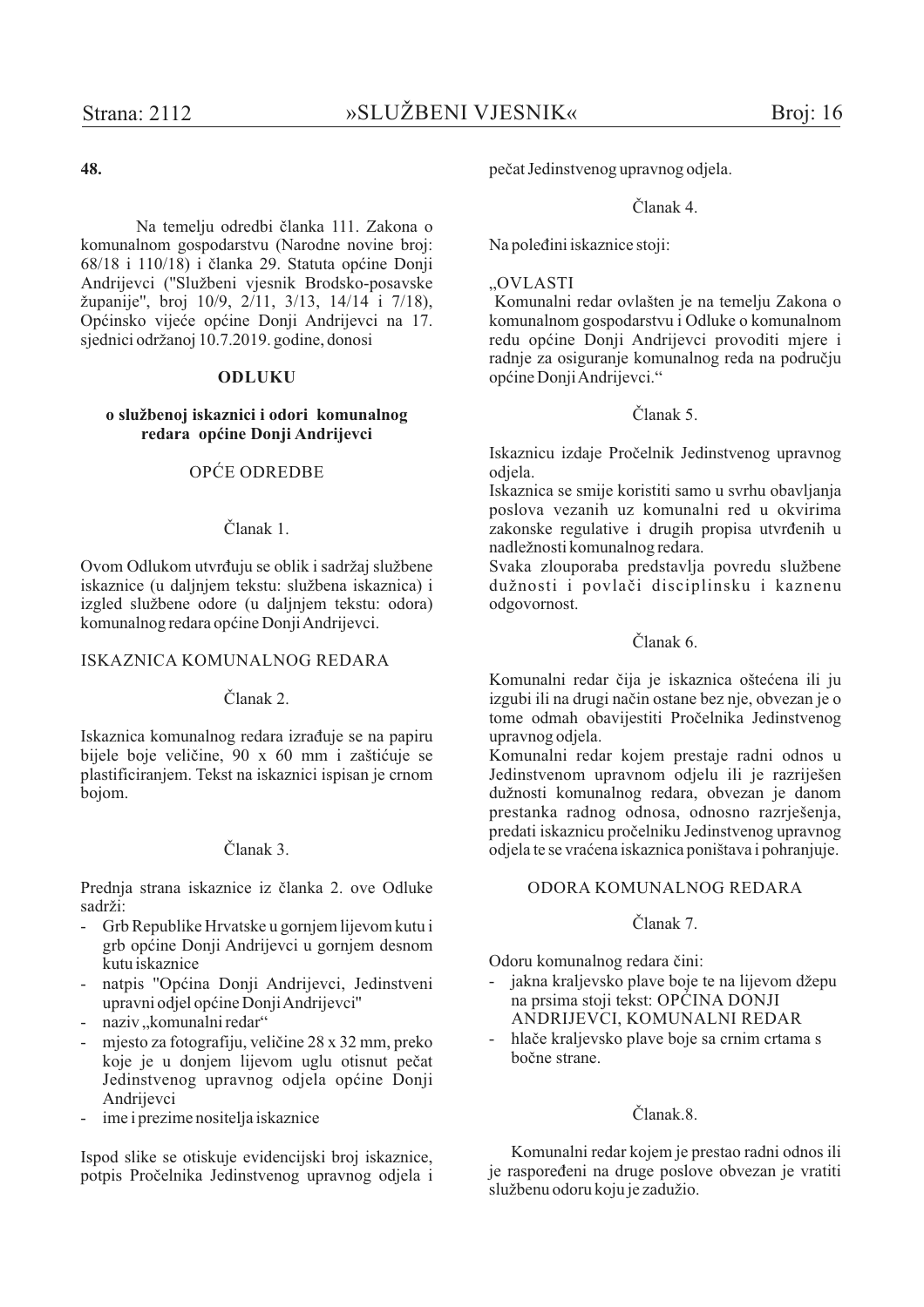**48.**

Na temelju odredbi članka 111. Zakona o komunalnom gospodarstvu (Narodne novine broj: 68/18 i 110/18) i članka 29. Statuta općine Donji Andrijevci ("Službeni vjesnik Brodsko-posavske županije", broj 10/9, 2/11, 3/13, 14/14 i 7/18), Općinsko vijeće općine Donji Andrijevci na 17. sjednici održanoj 10.7.2019. godine, donosi

**ODLUKU**

**o službenoj iskaznici i odori komunalnog redara općine Donji Andrijevci**

OPĆE ODREDBE

Članak 1.

Ovom Odlukom utvrđuju se oblik i sadržaj službene iskaznice (u daljnjem tekstu: službena iskaznica) i izgled službene odore (u daljnjem tekstu: odora) komunalnog redara općine Donji Andrijevci.

ISKAZNICA KOMUNALNOG REDARA

Članak 2.

Iskaznica komunalnog redara izrađuje se na papiru bijele boje veličine, 90 x 60 mm i zaštićuje se plastificiranjem. Tekst na iskaznici ispisan je crnom bojom.

Članak 3.

Prednja strana iskaznice iz članka 2. ove Odluke sadrži:

- Grb Republike Hrvatske u gornjem lijevom kutu i grb općine Donji Andrijevci u gornjem desnom kutu iskaznice
- natpis "Općina Donji Andrijevci, Jedinstveni upravni odjel općine Donji Andrijevci"
- naziv „komunalni redar"
- mjesto za fotografiju, veličine 28 x 32 mm, preko koje je u donjem lijevom uglu otisnut pečat Jedinstvenog upravnog odjela općine Donji Andrijevci
- ime i prezime nositelja iskaznice

Ispod slike se otiskuje evidencijski broj iskaznice, potpis Pročelnika Jedinstvenog upravnog odjela i pečat Jedinstvenog upravnog odjela.

Članak 4.

Na poleđini iskaznice stoji:

„OVLASTI
Komunalni redar ovlašten je na temelju Zakona o komunalnom gospodarstvu i Odluke o komunalnom redu općine Donji Andrijevci provoditi mjere i radnje za osiguranje komunalnog reda na području općine Donji Andrijevci."

Članak 5.

Iskaznicu izdaje Pročelnik Jedinstvenog upravnog odjela.
Iskaznica se smije koristiti samo u svrhu obavljanja poslova vezanih uz komunalni red u okvirima zakonske regulative i drugih propisa utvrđenih u nadležnosti komunalnog redara.
Svaka zlouporaba predstavlja povredu službene dužnosti i povlači disciplinsku i kaznenu odgovornost.

Članak 6.

Komunalni redar čija je iskaznica oštećena ili ju izgubi ili na drugi način ostane bez nje, obvezan je o tome odmah obavijestiti Pročelnika Jedinstvenog upravnog odjela.
Komunalni redar kojem prestaje radni odnos u Jedinstvenom upravnom odjelu ili je razriješen dužnosti komunalnog redara, obvezan je danom prestanka radnog odnosa, odnosno razrješenja, predati iskaznicu pročelniku Jedinstvenog upravnog odjela te se vraćena iskaznica poništava i pohranjuje.

ODORA KOMUNALNOG REDARA

Članak 7.

Odoru komunalnog redara čini:

- jakna kraljevsko plave boje te na lijevom džepu na prsima stoji tekst: OPĆINA DONJI ANDRIJEVCI, KOMUNALNI REDAR
- hlače kraljevsko plave boje sa crnim crtama s bočne strane.

Članak.8.

Komunalni redar kojem je prestao radni odnos ili je raspoređeni na druge poslove obvezan je vratiti službenu odoru koju je zadužio.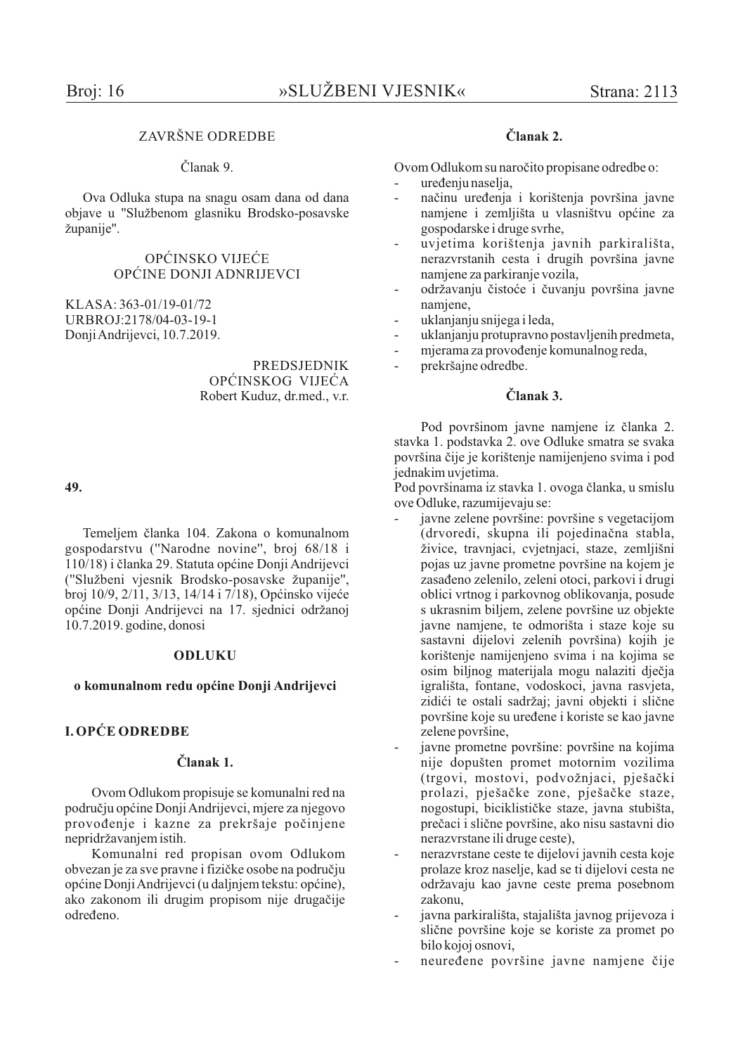ZAVRŠNE ODREDBE

Članak 9.

Ova Odluka stupa na snagu osam dana od dana objave u "Službenom glasniku Brodsko-posavske županije".

OPĆINSKO VIJEĆE
OPĆINE DONJI ADNRIJEVCI

KLASA: 363-01/19-01/72
URBROJ:2178/04-03-19-1
Donji Andrijevci, 10.7.2019.

PREDSJEDNIK
OPĆINSKOG VIJEĆA
Robert Kuduz, dr.med., v.r.

**49.**

Temeljem članka 104. Zakona o komunalnom gospodarstvu ("Narodne novine", broj 68/18 i 110/18) i članka 29. Statuta općine Donji Andrijevci ("Službeni vjesnik Brodsko-posavske županije", broj 10/9, 2/11, 3/13, 14/14 i 7/18), Općinsko vijeće općine Donji Andrijevci na 17. sjednici održanoj 10.7.2019. godine, donosi

**ODLUKU**

**o komunalnom redu općine Donji Andrijevci**

## I. OPĆE ODREDBE

**Članak 1.**

Ovom Odlukom propisuje se komunalni red na području općine Donji Andrijevci, mjere za njegovo provođenje i kazne za prekršaje počinjene nepridržavanjem istih.

Komunalni red propisan ovom Odlukom obvezan je za sve pravne i fizičke osobe na području općine Donji Andrijevci (u daljnjem tekstu: općine), ako zakonom ili drugim propisom nije drugačije određeno.

**Članak 2.**

Ovom Odlukom su naročito propisane odredbe o:

- uređenju naselja,
- načinu uređenja i korištenja površina javne namjene i zemljišta u vlasništvu općine za gospodarske i druge svrhe,
- uvjetima korištenja javnih parkirališta, nerazvrstanih cesta i drugih površina javne namjene za parkiranje vozila,
- održavanju čistoće i čuvanju površina javne namjene,
- uklanjanju snijega i leda,
- uklanjanju protupravno postavljenih predmeta,
- mjerama za provođenje komunalnog reda,
- prekršajne odredbe.

**Članak 3.**

Pod površinom javne namjene iz članka 2. stavka 1. podstavka 2. ove Odluke smatra se svaka površina čije je korištenje namijenjeno svima i pod jednakim uvjetima.

Pod površinama iz stavka 1. ovoga članka, u smislu ove Odluke, razumijevaju se:

- javne zelene površine: površine s vegetacijom (drvoredi, skupna ili pojedinačna stabla, živice, travnjaci, cvjetnjaci, staze, zemljišni pojas uz javne prometne površine na kojem je zasađeno zelenilo, zeleni otoci, parkovi i drugi oblici vrtnog i parkovnog oblikovanja, posude s ukrasnim biljem, zelene površine uz objekte javne namjene, te odmorišta i staze koje su sastavni dijelovi zelenih površina) kojih je korištenje namijenjeno svima i na kojima se osim biljnog materijala mogu nalaziti dječja igrališta, fontane, vodoskoci, javna rasvjeta, zidići te ostali sadržaj; javni objekti i slične površine koje su uređene i koriste se kao javne zelene površine,
- javne prometne površine: površine na kojima nije dopušten promet motornim vozilima (trgovi, mostovi, podvožnjaci, pješački prolazi, pješačke zone, pješačke staze, nogostupi, biciklističke staze, javna stubišta, prečaci i slične površine, ako nisu sastavni dio nerazvrstane ili druge ceste),
- nerazvrstane ceste te dijelovi javnih cesta koje prolaze kroz naselje, kad se ti dijelovi cesta ne održavaju kao javne ceste prema posebnom zakonu,
- javna parkirališta, stajališta javnog prijevoza i slične površine koje se koriste za promet po bilo kojoj osnovi,
- neuređene površine javne namjene čije